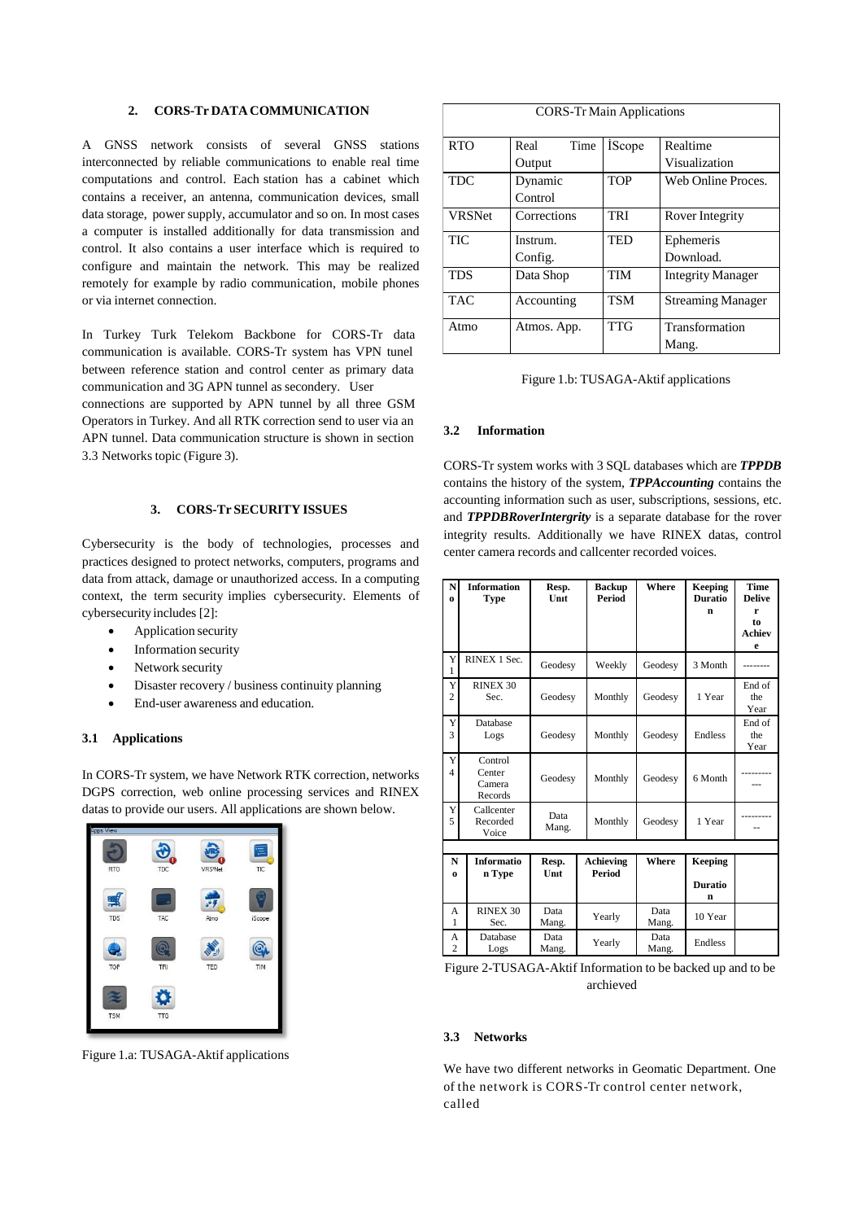## 2. CORS-Tr DATA COMMUNICATION

A GNSS network consists of several GNSS stations interconnected by reliable communications to enable real time computations and control. Each station has a cabinet which contains a receiver, an antenna, communication devices, small data storage, power supply, accumulator and so on. In most cases a computer is installed additionally for data transmission and control. It also contains a user interface which is required to configure and maintain the network. This may be realized remotely for example by radio communication, mobile phones or via internet connection.

In Turkey Turk Telekom Backbone for CORS-Tr data communication is available. CORS-Tr system has VPN tunel between reference station and control center as primary data communication and 3G APN tunnel as secondery. User connections are supported by APN tunnel by all three GSM Operators in Turkey. And all RTK correction send to user via an APN tunnel. Data communication structure is shown in section 3.3 Networks topic (Figure 3).

## 3. CORS-Tr SECURITY ISSUES

Cybersecurity is the body of technologies, processes and practices designed to protect networks, computers, programs and data from attack, damage or unauthorized access. In a computing context, the term security implies cybersecurity. Elements of cybersecurity includes [2]:

- Application security
- Information security
- Network security
- Disaster recovery / business continuity planning
- End-user awareness and education.

### 3.1 Applications

In CORS-Tr system, we have Network RTK correction, networks DGPS correction, web online processing services and RINEX datas to provide our users. All applications are shown below.

Figure 1.a: TUSAGA-Aktif applications

| CORS-Tr Main Applications | | | |
|---|---|---|---|
| RTO | Real Time Output | İScope | Realtime Visualization |
| TDC | Dynamic Control | TOP | Web Online Proces. |
| VRSNet | Corrections | TRI | Rover Integrity |
| TIC | Instrum. Config. | TED | Ephemeris Download. |
| TDS | Data Shop | TIM | Integrity Manager |
| TAC | Accounting | TSM | Streaming Manager |
| Atmo | Atmos. App. | TTG | Transformation Mang. |

Figure 1.b: TUSAGA-Aktif applications

### 3.2 Information

CORS-Tr system works with 3 SQL databases which are ***TPPDB*** contains the history of the system, ***TPPAccounting*** contains the accounting information such as user, subscriptions, sessions, etc. and ***TPPDBRoverIntergrity*** is a separate database for the rover integrity results. Additionally we have RINEX datas, control center camera records and callcenter recorded voices.

| No | Information Type | Resp. Unt | Backup Period | Where | Keeping Duration | Time Deliver to Achieve |
|---|---|---|---|---|---|---|
| Y1 | RINEX 1 Sec. | Geodesy | Weekly | Geodesy | 3 Month | -------- |
| Y2 | RINEX 30 Sec. | Geodesy | Monthly | Geodesy | 1 Year | End of the Year |
| Y3 | Database Logs | Geodesy | Monthly | Geodesy | Endless | End of the Year |
| Y4 | Control Center Camera Records | Geodesy | Monthly | Geodesy | 6 Month | ------------ |
| Y5 | Callcenter Recorded Voice | Data Mang. | Monthly | Geodesy | 1 Year | ----------- |

| No | Information Type | Resp. Unt | Achieving Period | Where | Keeping Duration | |
|---|---|---|---|---|---|---|
| A1 | RINEX 30 Sec. | Data Mang. | Yearly | Data Mang. | 10 Year | |
| A2 | Database Logs | Data Mang. | Yearly | Data Mang. | Endless | |

Figure 2-TUSAGA-Aktif Information to be backed up and to be archieved

### 3.3 Networks

We have two different networks in Geomatic Department. One of the network is CORS-Tr control center network, called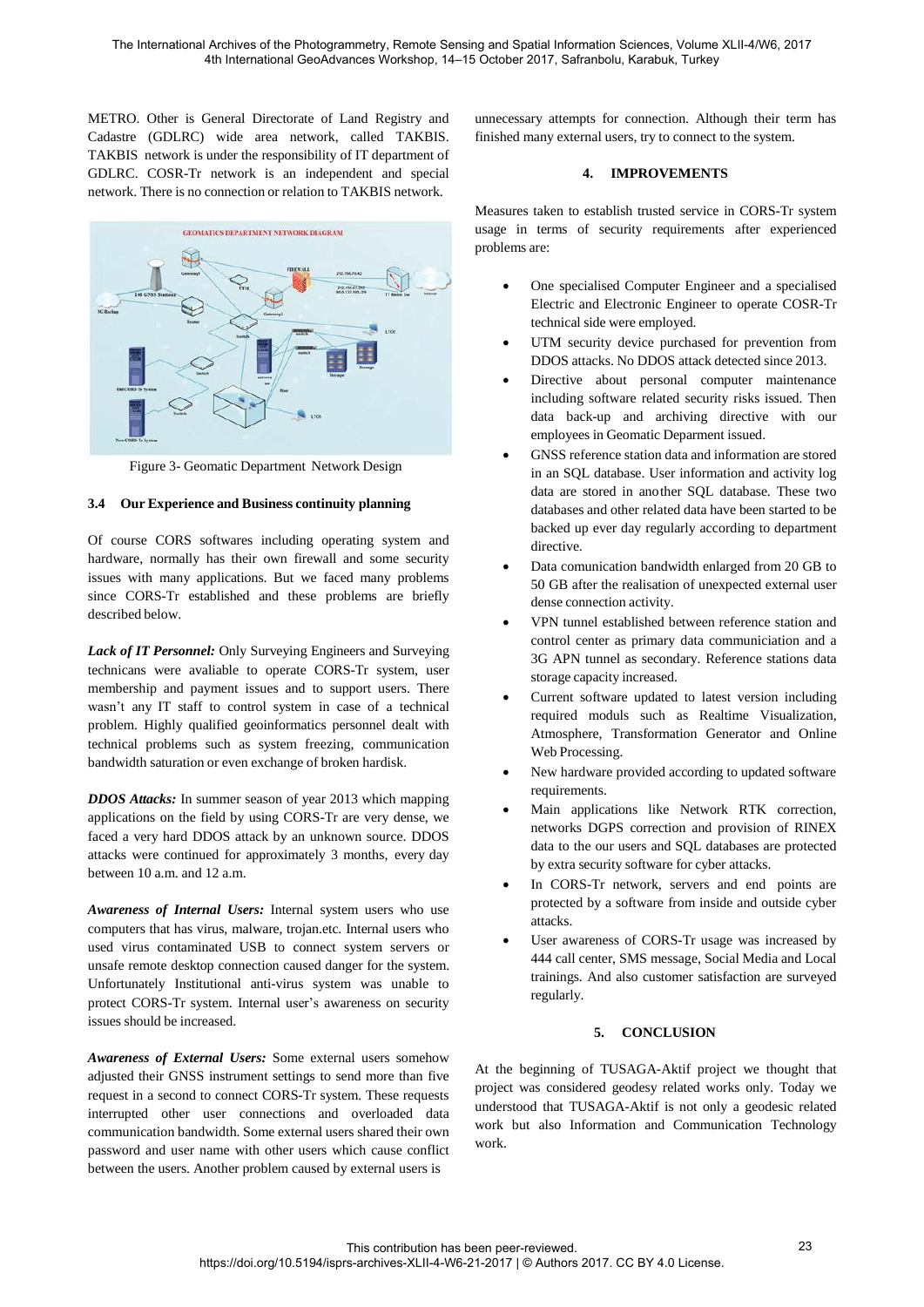METRO. Other is General Directorate of Land Registry and Cadastre (GDLRC) wide area network, called TAKBIS. TAKBIS network is under the responsibility of IT department of GDLRC. COSR-Tr network is an independent and special network. There is no connection or relation to TAKBIS network.

Figure 3- Geomatic Department Network Design

### 3.4 Our Experience and Business continuity planning

Of course CORS softwares including operating system and hardware, normally has their own firewall and some security issues with many applications. But we faced many problems since CORS-Tr established and these problems are briefly described below.

***Lack of IT Personnel:*** Only Surveying Engineers and Surveying technicans were avaliable to operate CORS-Tr system, user membership and payment issues and to support users. There wasn't any IT staff to control system in case of a technical problem. Highly qualified geoinformatics personnel dealt with technical problems such as system freezing, communication bandwidth saturation or even exchange of broken hardisk.

***DDOS Attacks:*** In summer season of year 2013 which mapping applications on the field by using CORS-Tr are very dense, we faced a very hard DDOS attack by an unknown source. DDOS attacks were continued for approximately 3 months, every day between 10 a.m. and 12 a.m.

***Awareness of Internal Users:*** Internal system users who use computers that has virus, malware, trojan.etc. Internal users who used virus contaminated USB to connect system servers or unsafe remote desktop connection caused danger for the system. Unfortunately Institutional anti-virus system was unable to protect CORS-Tr system. Internal user's awareness on security issues should be increased.

***Awareness of External Users:*** Some external users somehow adjusted their GNSS instrument settings to send more than five request in a second to connect CORS-Tr system. These requests interrupted other user connections and overloaded data communication bandwidth. Some external users shared their own password and user name with other users which cause conflict between the users. Another problem caused by external users is unnecessary attempts for connection. Although their term has finished many external users, try to connect to the system.

## 4. IMPROVEMENTS

Measures taken to establish trusted service in CORS-Tr system usage in terms of security requirements after experienced problems are:

- One specialised Computer Engineer and a specialised Electric and Electronic Engineer to operate COSR-Tr technical side were employed.
- UTM security device purchased for prevention from DDOS attacks. No DDOS attack detected since 2013.
- Directive about personal computer maintenance including software related security risks issued. Then data back-up and archiving directive with our employees in Geomatic Deparment issued.
- GNSS reference station data and information are stored in an SQL database. User information and activity log data are stored in another SQL database. These two databases and other related data have been started to be backed up ever day regularly according to department directive.
- Data comunication bandwidth enlarged from 20 GB to 50 GB after the realisation of unexpected external user dense connection activity.
- VPN tunnel established between reference station and control center as primary data communiciation and a 3G APN tunnel as secondary. Reference stations data storage capacity increased.
- Current software updated to latest version including required moduls such as Realtime Visualization, Atmosphere, Transformation Generator and Online Web Processing.
- New hardware provided according to updated software requirements.
- Main applications like Network RTK correction, networks DGPS correction and provision of RINEX data to the our users and SQL databases are protected by extra security software for cyber attacks.
- In CORS-Tr network, servers and end points are protected by a software from inside and outside cyber attacks.
- User awareness of CORS-Tr usage was increased by 444 call center, SMS message, Social Media and Local trainings. And also customer satisfaction are surveyed regularly.

## 5. CONCLUSION

At the beginning of TUSAGA-Aktif project we thought that project was considered geodesy related works only. Today we understood that TUSAGA-Aktif is not only a geodesic related work but also Information and Communication Technology work.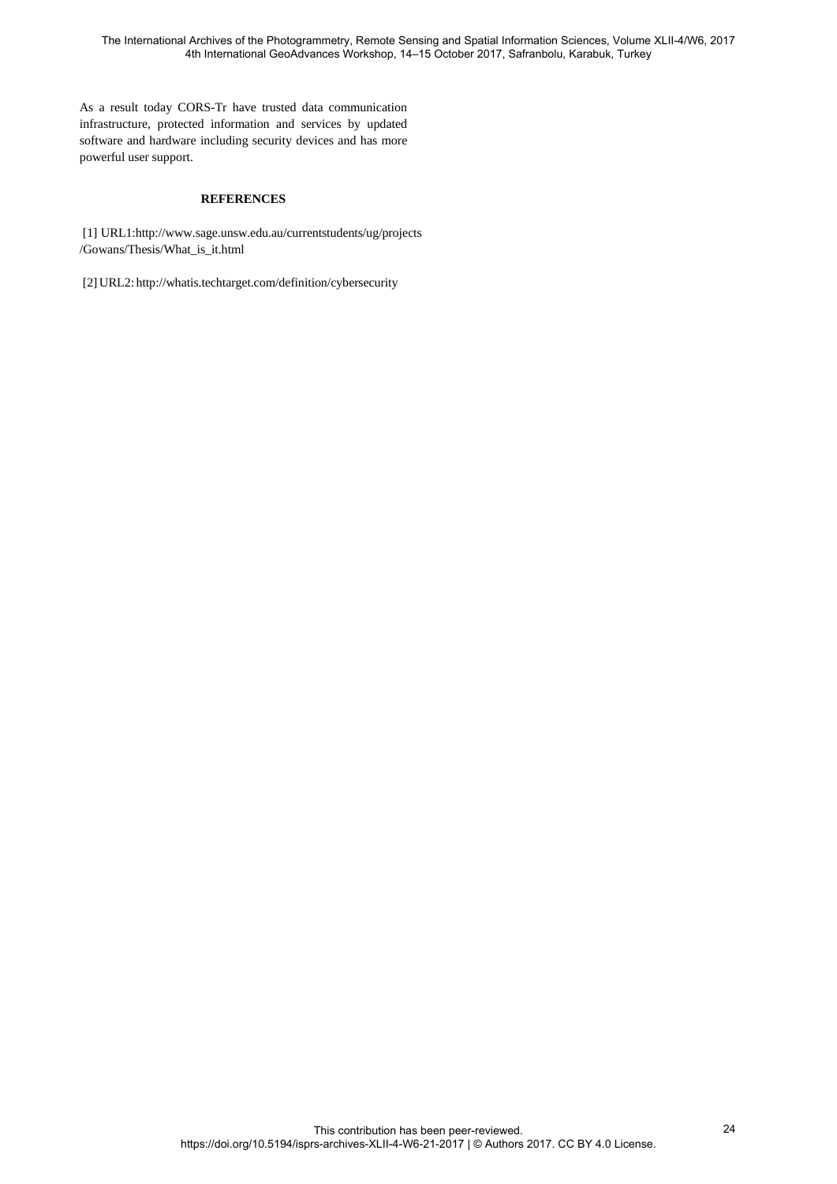As a result today CORS-Tr have trusted data communication infrastructure, protected information and services by updated software and hardware including security devices and has more powerful user support.

## REFERENCES

[1] URL1:http://www.sage.unsw.edu.au/currentstudents/ug/projects/Gowans/Thesis/What_is_it.html

[2] URL2: http://whatis.techtarget.com/definition/cybersecurity